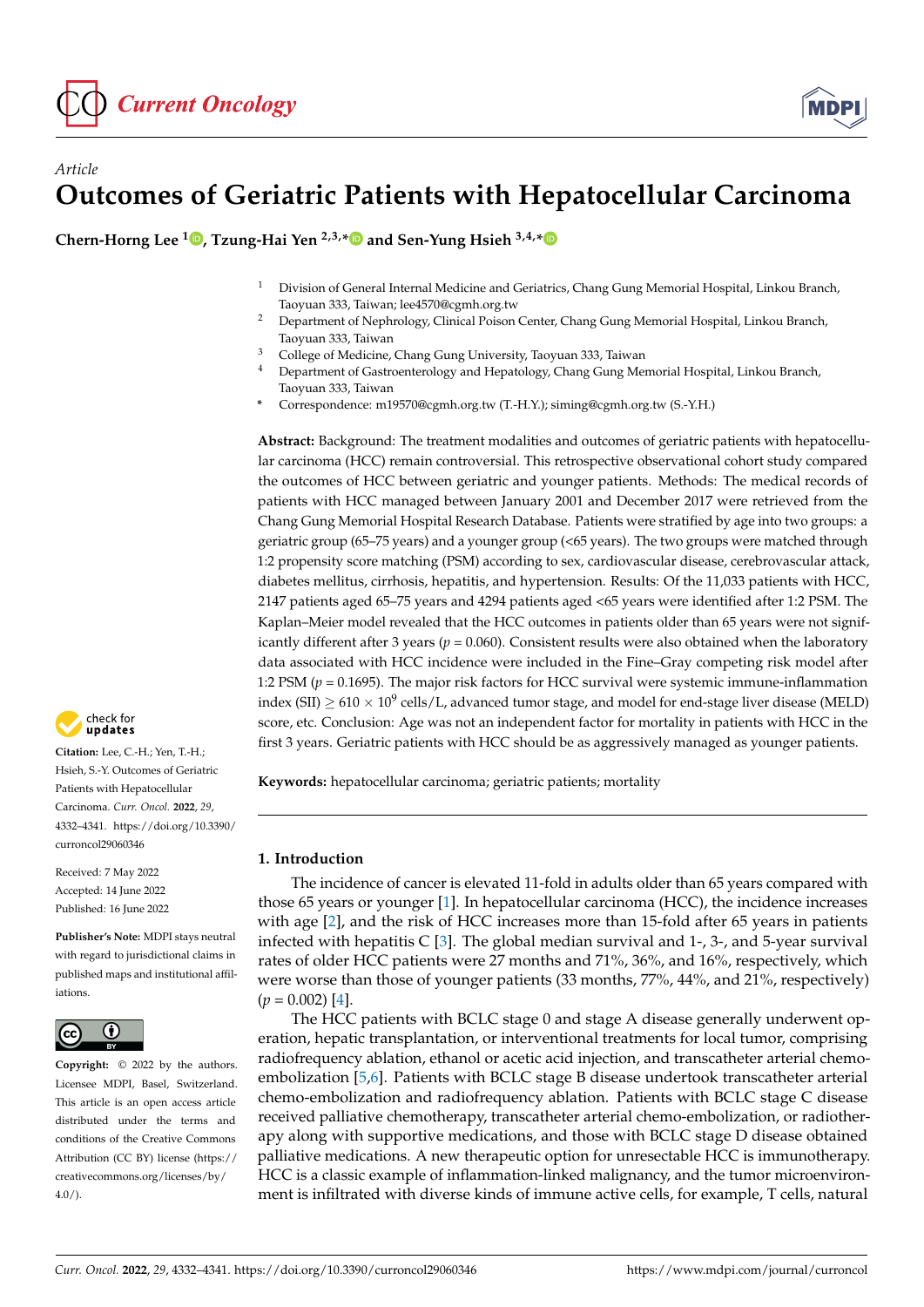Article

# Outcomes of Geriatric Patients with Hepatocellular Carcinoma

**Chern-Horng Lee [1], Tzung-Hai Yen [2,3,*] and Sen-Yung Hsieh [3,4,*]**

[1] Division of General Internal Medicine and Geriatrics, Chang Gung Memorial Hospital, Linkou Branch, Taoyuan 333, Taiwan; lee4570@cgmh.org.tw

[2] Department of Nephrology, Clinical Poison Center, Chang Gung Memorial Hospital, Linkou Branch, Taoyuan 333, Taiwan

[3] College of Medicine, Chang Gung University, Taoyuan 333, Taiwan

[4] Department of Gastroenterology and Hepatology, Chang Gung Memorial Hospital, Linkou Branch, Taoyuan 333, Taiwan

\* Correspondence: m19570@cgmh.org.tw (T.-H.Y.); siming@cgmh.org.tw (S.-Y.H.)

**Abstract:** Background: The treatment modalities and outcomes of geriatric patients with hepatocellular carcinoma (HCC) remain controversial. This retrospective observational cohort study compared the outcomes of HCC between geriatric and younger patients. Methods: The medical records of patients with HCC managed between January 2001 and December 2017 were retrieved from the Chang Gung Memorial Hospital Research Database. Patients were stratified by age into two groups: a geriatric group (65–75 years) and a younger group (<65 years). The two groups were matched through 1:2 propensity score matching (PSM) according to sex, cardiovascular disease, cerebrovascular attack, diabetes mellitus, cirrhosis, hepatitis, and hypertension. Results: Of the 11,033 patients with HCC, 2147 patients aged 65–75 years and 4294 patients aged <65 years were identified after 1:2 PSM. The Kaplan–Meier model revealed that the HCC outcomes in patients older than 65 years were not significantly different after 3 years ($p = 0.060$). Consistent results were also obtained when the laboratory data associated with HCC incidence were included in the Fine–Gray competing risk model after 1:2 PSM ($p = 0.1695$). The major risk factors for HCC survival were systemic immune-inflammation index (SII) $\geq 610 \times 10^9$ cells/L, advanced tumor stage, and model for end-stage liver disease (MELD) score, etc. Conclusion: Age was not an independent factor for mortality in patients with HCC in the first 3 years. Geriatric patients with HCC should be as aggressively managed as younger patients.

**Keywords:** hepatocellular carcinoma; geriatric patients; mortality

**Citation:** Lee, C.-H.; Yen, T.-H.; Hsieh, S.-Y. Outcomes of Geriatric Patients with Hepatocellular Carcinoma. *Curr. Oncol.* **2022**, *29*, 4332–4341. https://doi.org/10.3390/curroncol29060346

Received: 7 May 2022
Accepted: 14 June 2022
Published: 16 June 2022

**Publisher's Note:** MDPI stays neutral with regard to jurisdictional claims in published maps and institutional affiliations.

**Copyright:** © 2022 by the authors. Licensee MDPI, Basel, Switzerland. This article is an open access article distributed under the terms and conditions of the Creative Commons Attribution (CC BY) license (https://creativecommons.org/licenses/by/4.0/).

## 1. Introduction

The incidence of cancer is elevated 11-fold in adults older than 65 years compared with those 65 years or younger [1]. In hepatocellular carcinoma (HCC), the incidence increases with age [2], and the risk of HCC increases more than 15-fold after 65 years in patients infected with hepatitis C [3]. The global median survival and 1-, 3-, and 5-year survival rates of older HCC patients were 27 months and 71%, 36%, and 16%, respectively, which were worse than those of younger patients (33 months, 77%, 44%, and 21%, respectively) ($p = 0.002$) [4].

The HCC patients with BCLC stage 0 and stage A disease generally underwent operation, hepatic transplantation, or interventional treatments for local tumor, comprising radiofrequency ablation, ethanol or acetic acid injection, and transcatheter arterial chemo-embolization [5,6]. Patients with BCLC stage B disease undertook transcatheter arterial chemo-embolization and radiofrequency ablation. Patients with BCLC stage C disease received palliative chemotherapy, transcatheter arterial chemo-embolization, or radiotherapy along with supportive medications, and those with BCLC stage D disease obtained palliative medications. A new therapeutic option for unresectable HCC is immunotherapy. HCC is a classic example of inflammation-linked malignancy, and the tumor microenvironment is infiltrated with diverse kinds of immune active cells, for example, T cells, natural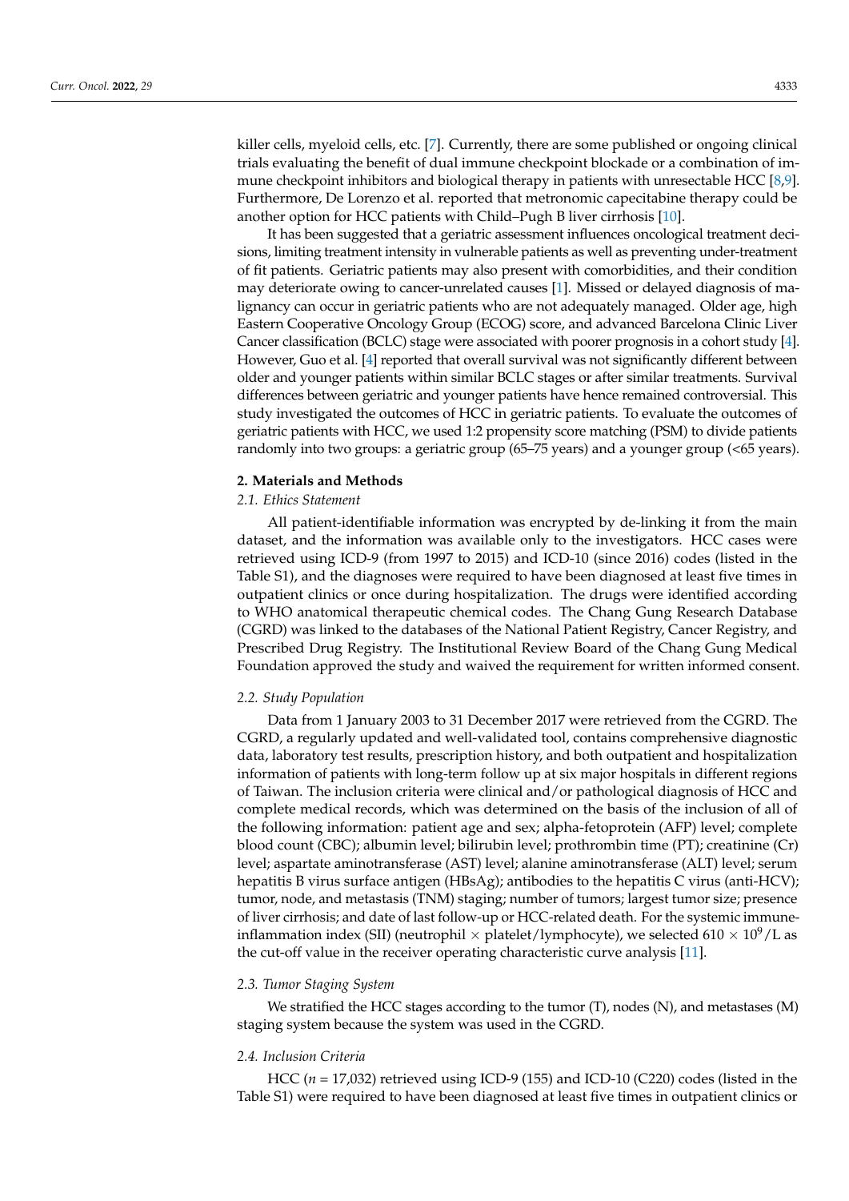killer cells, myeloid cells, etc. [7]. Currently, there are some published or ongoing clinical trials evaluating the benefit of dual immune checkpoint blockade or a combination of immune checkpoint inhibitors and biological therapy in patients with unresectable HCC [8,9]. Furthermore, De Lorenzo et al. reported that metronomic capecitabine therapy could be another option for HCC patients with Child–Pugh B liver cirrhosis [10].

It has been suggested that a geriatric assessment influences oncological treatment decisions, limiting treatment intensity in vulnerable patients as well as preventing under-treatment of fit patients. Geriatric patients may also present with comorbidities, and their condition may deteriorate owing to cancer-unrelated causes [1]. Missed or delayed diagnosis of malignancy can occur in geriatric patients who are not adequately managed. Older age, high Eastern Cooperative Oncology Group (ECOG) score, and advanced Barcelona Clinic Liver Cancer classification (BCLC) stage were associated with poorer prognosis in a cohort study [4]. However, Guo et al. [4] reported that overall survival was not significantly different between older and younger patients within similar BCLC stages or after similar treatments. Survival differences between geriatric and younger patients have hence remained controversial. This study investigated the outcomes of HCC in geriatric patients. To evaluate the outcomes of geriatric patients with HCC, we used 1:2 propensity score matching (PSM) to divide patients randomly into two groups: a geriatric group (65–75 years) and a younger group (<65 years).

## 2. Materials and Methods

### *2.1. Ethics Statement*

All patient-identifiable information was encrypted by de-linking it from the main dataset, and the information was available only to the investigators. HCC cases were retrieved using ICD-9 (from 1997 to 2015) and ICD-10 (since 2016) codes (listed in the Table S1), and the diagnoses were required to have been diagnosed at least five times in outpatient clinics or once during hospitalization. The drugs were identified according to WHO anatomical therapeutic chemical codes. The Chang Gung Research Database (CGRD) was linked to the databases of the National Patient Registry, Cancer Registry, and Prescribed Drug Registry. The Institutional Review Board of the Chang Gung Medical Foundation approved the study and waived the requirement for written informed consent.

### *2.2. Study Population*

Data from 1 January 2003 to 31 December 2017 were retrieved from the CGRD. The CGRD, a regularly updated and well-validated tool, contains comprehensive diagnostic data, laboratory test results, prescription history, and both outpatient and hospitalization information of patients with long-term follow up at six major hospitals in different regions of Taiwan. The inclusion criteria were clinical and/or pathological diagnosis of HCC and complete medical records, which was determined on the basis of the inclusion of all of the following information: patient age and sex; alpha-fetoprotein (AFP) level; complete blood count (CBC); albumin level; bilirubin level; prothrombin time (PT); creatinine (Cr) level; aspartate aminotransferase (AST) level; alanine aminotransferase (ALT) level; serum hepatitis B virus surface antigen (HBsAg); antibodies to the hepatitis C virus (anti-HCV); tumor, node, and metastasis (TNM) staging; number of tumors; largest tumor size; presence of liver cirrhosis; and date of last follow-up or HCC-related death. For the systemic immune-inflammation index (SII) (neutrophil × platelet/lymphocyte), we selected $610 \times 10^9$/L as the cut-off value in the receiver operating characteristic curve analysis [11].

### *2.3. Tumor Staging System*

We stratified the HCC stages according to the tumor (T), nodes (N), and metastases (M) staging system because the system was used in the CGRD.

### *2.4. Inclusion Criteria*

HCC (*n* = 17,032) retrieved using ICD-9 (155) and ICD-10 (C220) codes (listed in the Table S1) were required to have been diagnosed at least five times in outpatient clinics or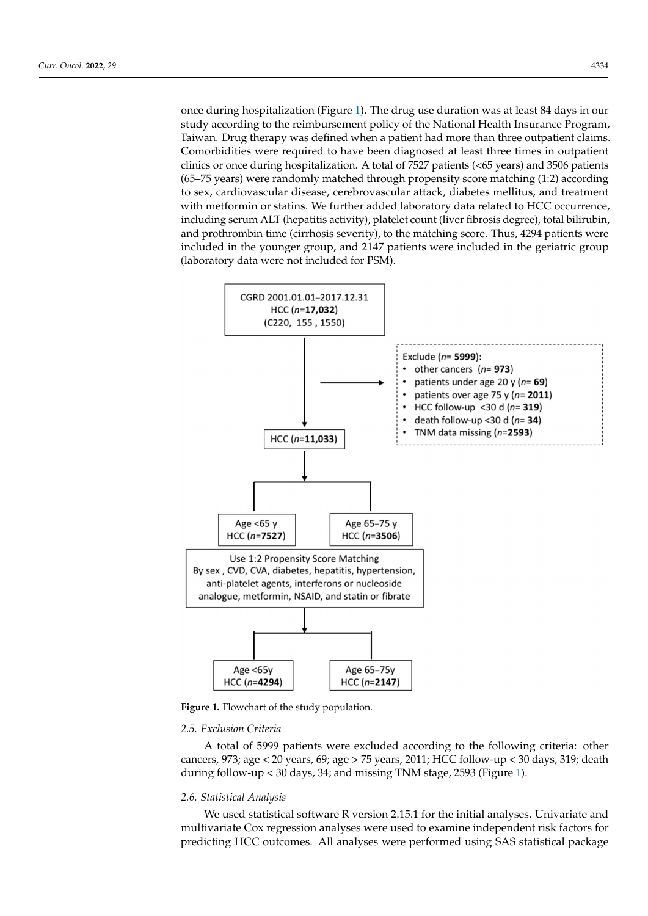once during hospitalization (Figure 1). The drug use duration was at least 84 days in our study according to the reimbursement policy of the National Health Insurance Program, Taiwan. Drug therapy was defined when a patient had more than three outpatient claims. Comorbidities were required to have been diagnosed at least three times in outpatient clinics or once during hospitalization. A total of 7527 patients (<65 years) and 3506 patients (65–75 years) were randomly matched through propensity score matching (1:2) according to sex, cardiovascular disease, cerebrovascular attack, diabetes mellitus, and treatment with metformin or statins. We further added laboratory data related to HCC occurrence, including serum ALT (hepatitis activity), platelet count (liver fibrosis degree), total bilirubin, and prothrombin time (cirrhosis severity), to the matching score. Thus, 4294 patients were included in the younger group, and 2147 patients were included in the geriatric group (laboratory data were not included for PSM).

CGRD 2001.01.01–2017.12.31
HCC (*n*=**17,032**)
(C220, 155 , 1550)

Exclude (*n*= **5999**):
- other cancers (*n*= **973**)
- patients under age 20 y (*n*= **69**)
- patients over age 75 y (*n*= **2011**)
- HCC follow-up <30 d (*n*= **319**)
- death follow-up <30 d (*n*= **34**)
- TNM data missing (*n*=**2593**)

HCC (*n*=**11,033**)

Age <65 y HCC (*n*=**7527**) | Age 65–75 y HCC (*n*=**3506**)

Use 1:2 Propensity Score Matching By sex , CVD, CVA, diabetes, hepatitis, hypertension, anti-platelet agents, interferons or nucleoside analogue, metformin, NSAID, and statin or fibrate

Age <65y HCC (*n*=**4294**) | Age 65–75y HCC (*n*=**2147**)

**Figure 1.** Flowchart of the study population.

### *2.5. Exclusion Criteria*

A total of 5999 patients were excluded according to the following criteria: other cancers, 973; age < 20 years, 69; age > 75 years, 2011; HCC follow-up < 30 days, 319; death during follow-up < 30 days, 34; and missing TNM stage, 2593 (Figure 1).

### *2.6. Statistical Analysis*

We used statistical software R version 2.15.1 for the initial analyses. Univariate and multivariate Cox regression analyses were used to examine independent risk factors for predicting HCC outcomes. All analyses were performed using SAS statistical package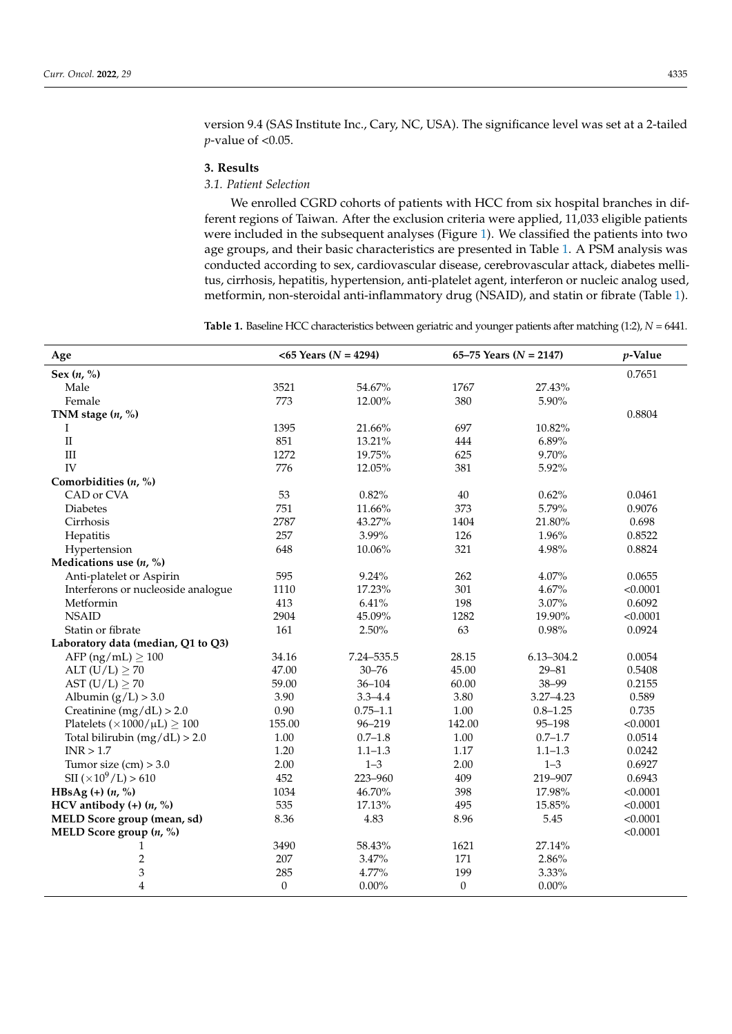version 9.4 (SAS Institute Inc., Cary, NC, USA). The significance level was set at a 2-tailed $p$-value of <0.05.

## 3. Results

### 3.1. Patient Selection

We enrolled CGRD cohorts of patients with HCC from six hospital branches in different regions of Taiwan. After the exclusion criteria were applied, 11,033 eligible patients were included in the subsequent analyses (Figure 1). We classified the patients into two age groups, and their basic characteristics are presented in Table 1. A PSM analysis was conducted according to sex, cardiovascular disease, cerebrovascular attack, diabetes mellitus, cirrhosis, hepatitis, hypertension, anti-platelet agent, interferon or nucleic analog used, metformin, non-steroidal anti-inflammatory drug (NSAID), and statin or fibrate (Table 1).

**Table 1.** Baseline HCC characteristics between geriatric and younger patients after matching (1:2), $N$ = 6441.

| Age | <65 Years ($N$ = 4294) | | 65–75 Years ($N$ = 2147) | | $p$-Value |
|---|---|---|---|---|---|
| **Sex ($n$, %)** | | | | | 0.7651 |
| Male | 3521 | 54.67% | 1767 | 27.43% | |
| Female | 773 | 12.00% | 380 | 5.90% | |
| **TNM stage ($n$, %)** | | | | | 0.8804 |
| I | 1395 | 21.66% | 697 | 10.82% | |
| II | 851 | 13.21% | 444 | 6.89% | |
| III | 1272 | 19.75% | 625 | 9.70% | |
| IV | 776 | 12.05% | 381 | 5.92% | |
| **Comorbidities ($n$, %)** | | | | | |
| CAD or CVA | 53 | 0.82% | 40 | 0.62% | 0.0461 |
| Diabetes | 751 | 11.66% | 373 | 5.79% | 0.9076 |
| Cirrhosis | 2787 | 43.27% | 1404 | 21.80% | 0.698 |
| Hepatitis | 257 | 3.99% | 126 | 1.96% | 0.8522 |
| Hypertension | 648 | 10.06% | 321 | 4.98% | 0.8824 |
| **Medications use ($n$, %)** | | | | | |
| Anti-platelet or Aspirin | 595 | 9.24% | 262 | 4.07% | 0.0655 |
| Interferons or nucleoside analogue | 1110 | 17.23% | 301 | 4.67% | <0.0001 |
| Metformin | 413 | 6.41% | 198 | 3.07% | 0.6092 |
| NSAID | 2904 | 45.09% | 1282 | 19.90% | <0.0001 |
| Statin or fibrate | 161 | 2.50% | 63 | 0.98% | 0.0924 |
| **Laboratory data (median, Q1 to Q3)** | | | | | |
| AFP (ng/mL) ≥ 100 | 34.16 | 7.24–535.5 | 28.15 | 6.13–304.2 | 0.0054 |
| ALT (U/L) ≥ 70 | 47.00 | 30–76 | 45.00 | 29–81 | 0.5408 |
| AST (U/L) ≥ 70 | 59.00 | 36–104 | 60.00 | 38–99 | 0.2155 |
| Albumin (g/L) > 3.0 | 3.90 | 3.3–4.4 | 3.80 | 3.27–4.23 | 0.589 |
| Creatinine (mg/dL) > 2.0 | 0.90 | 0.75–1.1 | 1.00 | 0.8–1.25 | 0.735 |
| Platelets ($\times$1000/μL) ≥ 100 | 155.00 | 96–219 | 142.00 | 95–198 | <0.0001 |
| Total bilirubin (mg/dL) > 2.0 | 1.00 | 0.7–1.8 | 1.00 | 0.7–1.7 | 0.0514 |
| INR > 1.7 | 1.20 | 1.1–1.3 | 1.17 | 1.1–1.3 | 0.0242 |
| Tumor size (cm) > 3.0 | 2.00 | 1–3 | 2.00 | 1–3 | 0.6927 |
| SII ($\times 10^9$/L) > 610 | 452 | 223–960 | 409 | 219–907 | 0.6943 |
| **HBsAg (+) ($n$, %)** | 1034 | 46.70% | 398 | 17.98% | <0.0001 |
| **HCV antibody (+) ($n$, %)** | 535 | 17.13% | 495 | 15.85% | <0.0001 |
| **MELD Score group (mean, sd)** | 8.36 | 4.83 | 8.96 | 5.45 | <0.0001 |
| **MELD Score group ($n$, %)** | | | | | <0.0001 |
| 1 | 3490 | 58.43% | 1621 | 27.14% | |
| 2 | 207 | 3.47% | 171 | 2.86% | |
| 3 | 285 | 4.77% | 199 | 3.33% | |
| 4 | 0 | 0.00% | 0 | 0.00% | |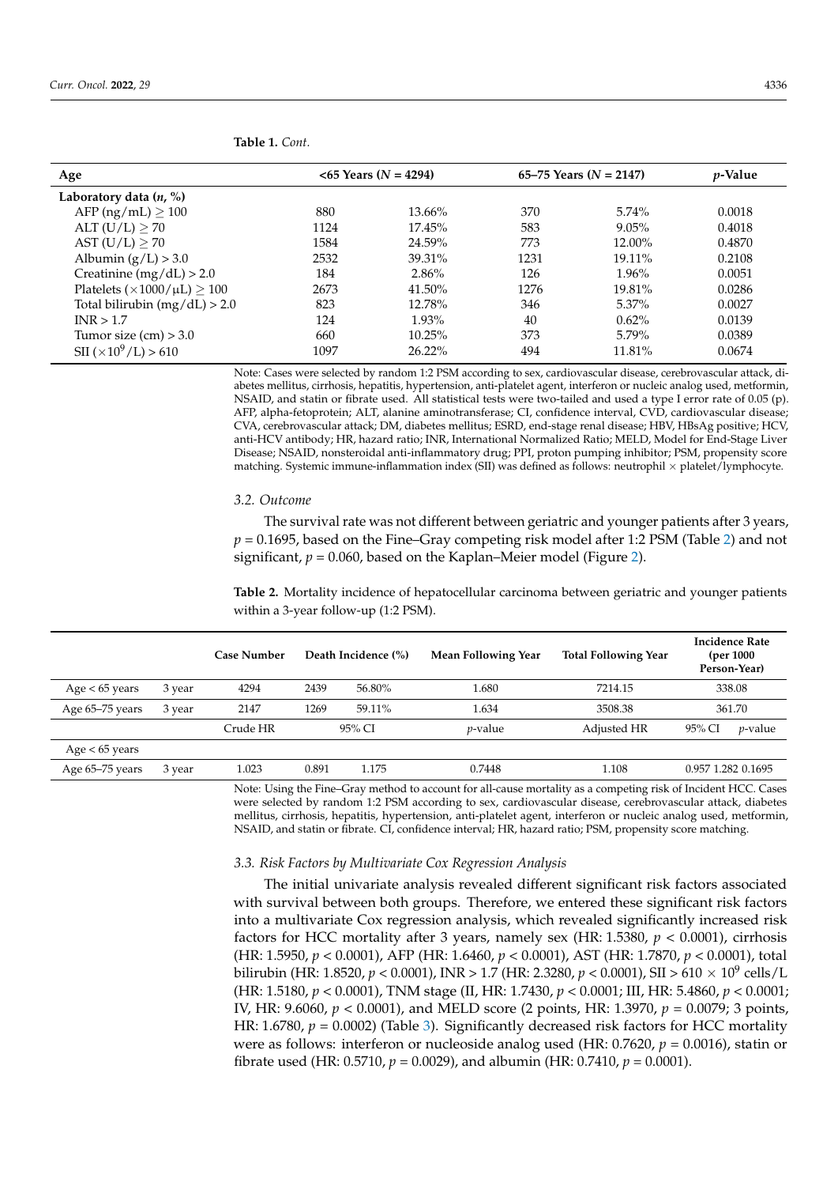**Table 1.** *Cont.*

| Age | <65 Years ($N$ = 4294) | | 65–75 Years ($N$ = 2147) | | $p$-Value |
|---|---|---|---|---|---|
| **Laboratory data ($n$, %)** | | | | | |
| AFP (ng/mL) $\geq$ 100 | 880 | 13.66% | 370 | 5.74% | 0.0018 |
| ALT (U/L) $\geq$ 70 | 1124 | 17.45% | 583 | 9.05% | 0.4018 |
| AST (U/L) $\geq$ 70 | 1584 | 24.59% | 773 | 12.00% | 0.4870 |
| Albumin (g/L) > 3.0 | 2532 | 39.31% | 1231 | 19.11% | 0.2108 |
| Creatinine (mg/dL) > 2.0 | 184 | 2.86% | 126 | 1.96% | 0.0051 |
| Platelets ($\times$1000/μL) $\geq$ 100 | 2673 | 41.50% | 1276 | 19.81% | 0.0286 |
| Total bilirubin (mg/dL) > 2.0 | 823 | 12.78% | 346 | 5.37% | 0.0027 |
| INR > 1.7 | 124 | 1.93% | 40 | 0.62% | 0.0139 |
| Tumor size (cm) > 3.0 | 660 | 10.25% | 373 | 5.79% | 0.0389 |
| SII ($\times 10^9$/L) > 610 | 1097 | 26.22% | 494 | 11.81% | 0.0674 |

Note: Cases were selected by random 1:2 PSM according to sex, cardiovascular disease, cerebrovascular attack, diabetes mellitus, cirrhosis, hepatitis, hypertension, anti-platelet agent, interferon or nucleic analog used, metformin, NSAID, and statin or fibrate used. All statistical tests were two-tailed and used a type I error rate of 0.05 (p). AFP, alpha-fetoprotein; ALT, alanine aminotransferase; CI, confidence interval, CVD, cardiovascular disease; CVA, cerebrovascular attack; DM, diabetes mellitus; ESRD, end-stage renal disease; HBV, HBsAg positive; HCV, anti-HCV antibody; HR, hazard ratio; INR, International Normalized Ratio; MELD, Model for End-Stage Liver Disease; NSAID, nonsteroidal anti-inflammatory drug; PPI, proton pumping inhibitor; PSM, propensity score matching. Systemic immune-inflammation index (SII) was defined as follows: neutrophil × platelet/lymphocyte.

### 3.2. Outcome

The survival rate was not different between geriatric and younger patients after 3 years, $p$ = 0.1695, based on the Fine–Gray competing risk model after 1:2 PSM (Table 2) and not significant, $p$ = 0.060, based on the Kaplan–Meier model (Figure 2).

**Table 2.** Mortality incidence of hepatocellular carcinoma between geriatric and younger patients within a 3-year follow-up (1:2 PSM).

| | | Case Number | Death Incidence (%) | | Mean Following Year | Total Following Year | Incidence Rate (per 1000 Person-Year) | |
|---|---|---|---|---|---|---|---|---|
| Age < 65 years | 3 year | 4294 | 2439 | 56.80% | 1.680 | 7214.15 | 338.08 | |
| Age 65–75 years | 3 year | 2147 | 1269 | 59.11% | 1.634 | 3508.38 | 361.70 | |
| | | Crude HR | 95% CI | | $p$-value | Adjusted HR | 95% CI | $p$-value |
| Age < 65 years | | | | | | | | |
| Age 65–75 years | 3 year | 1.023 | 0.891 | 1.175 | 0.7448 | 1.108 | 0.957 1.282 | 0.1695 |

Note: Using the Fine–Gray method to account for all-cause mortality as a competing risk of Incident HCC. Cases were selected by random 1:2 PSM according to sex, cardiovascular disease, cerebrovascular attack, diabetes mellitus, cirrhosis, hepatitis, hypertension, anti-platelet agent, interferon or nucleic analog used, metformin, NSAID, and statin or fibrate. CI, confidence interval; HR, hazard ratio; PSM, propensity score matching.

### 3.3. Risk Factors by Multivariate Cox Regression Analysis

The initial univariate analysis revealed different significant risk factors associated with survival between both groups. Therefore, we entered these significant risk factors into a multivariate Cox regression analysis, which revealed significantly increased risk factors for HCC mortality after 3 years, namely sex (HR: 1.5380, $p$ < 0.0001), cirrhosis (HR: 1.5950, $p$ < 0.0001), AFP (HR: 1.6460, $p$ < 0.0001), AST (HR: 1.7870, $p$ < 0.0001), total bilirubin (HR: 1.8520, $p$ < 0.0001), INR > 1.7 (HR: 2.3280, $p$ < 0.0001), SII > 610 × $10^9$ cells/L (HR: 1.5180, $p$ < 0.0001), TNM stage (II, HR: 1.7430, $p$ < 0.0001; III, HR: 5.4860, $p$ < 0.0001; IV, HR: 9.6060, $p$ < 0.0001), and MELD score (2 points, HR: 1.3970, $p$ = 0.0079; 3 points, HR: 1.6780, $p$ = 0.0002) (Table 3). Significantly decreased risk factors for HCC mortality were as follows: interferon or nucleoside analog used (HR: 0.7620, $p$ = 0.0016), statin or fibrate used (HR: 0.5710, $p$ = 0.0029), and albumin (HR: 0.7410, $p$ = 0.0001).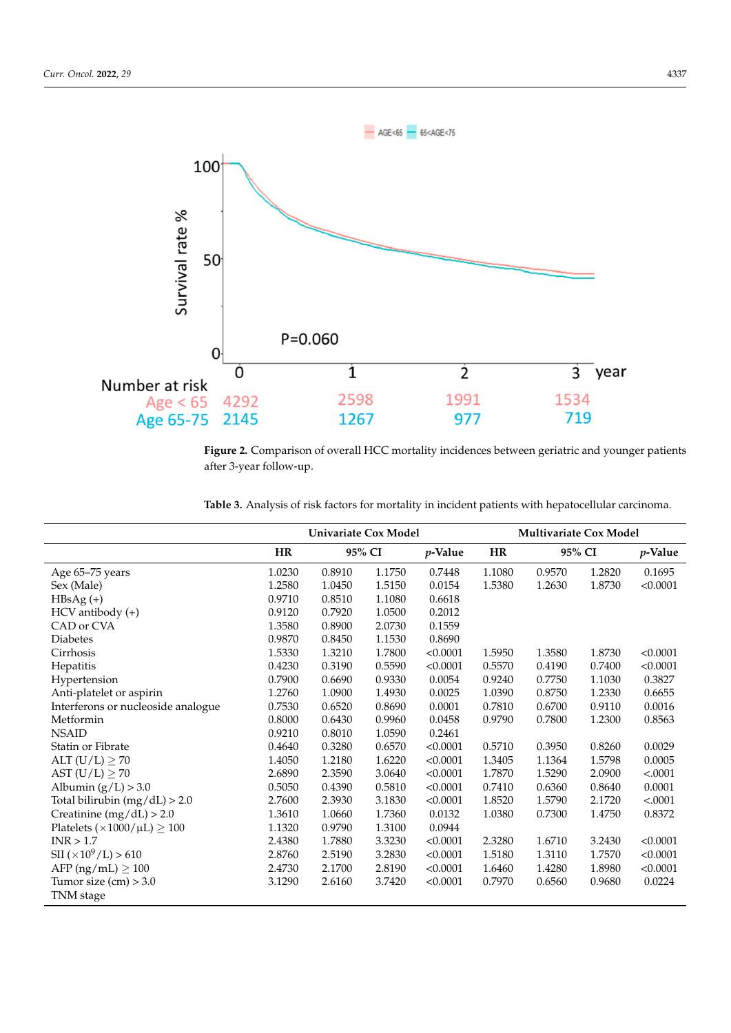**Figure 2.** Comparison of overall HCC mortality incidences between geriatric and younger patients after 3-year follow-up.

**Table 3.** Analysis of risk factors for mortality in incident patients with hepatocellular carcinoma.

| | Univariate Cox Model | | | | Multivariate Cox Model | | | |
|---|---|---|---|---|---|---|---|---|
| | HR | 95% CI | | *p*-Value | HR | 95% CI | | *p*-Value |
| Age 65–75 years | 1.0230 | 0.8910 | 1.1750 | 0.7448 | 1.1080 | 0.9570 | 1.2820 | 0.1695 |
| Sex (Male) | 1.2580 | 1.0450 | 1.5150 | 0.0154 | 1.5380 | 1.2630 | 1.8730 | <0.0001 |
| HBsAg (+) | 0.9710 | 0.8510 | 1.1080 | 0.6618 | | | | |
| HCV antibody (+) | 0.9120 | 0.7920 | 1.0500 | 0.2012 | | | | |
| CAD or CVA | 1.3580 | 0.8900 | 2.0730 | 0.1559 | | | | |
| Diabetes | 0.9870 | 0.8450 | 1.1530 | 0.8690 | | | | |
| Cirrhosis | 1.5330 | 1.3210 | 1.7800 | <0.0001 | 1.5950 | 1.3580 | 1.8730 | <0.0001 |
| Hepatitis | 0.4230 | 0.3190 | 0.5590 | <0.0001 | 0.5570 | 0.4190 | 0.7400 | <0.0001 |
| Hypertension | 0.7900 | 0.6690 | 0.9330 | 0.0054 | 0.9240 | 0.7750 | 1.1030 | 0.3827 |
| Anti-platelet or aspirin | 1.2760 | 1.0900 | 1.4930 | 0.0025 | 1.0390 | 0.8750 | 1.2330 | 0.6655 |
| Interferons or nucleoside analogue | 0.7530 | 0.6520 | 0.8690 | 0.0001 | 0.7810 | 0.6700 | 0.9110 | 0.0016 |
| Metformin | 0.8000 | 0.6430 | 0.9960 | 0.0458 | 0.9790 | 0.7800 | 1.2300 | 0.8563 |
| NSAID | 0.9210 | 0.8010 | 1.0590 | 0.2461 | | | | |
| Statin or Fibrate | 0.4640 | 0.3280 | 0.6570 | <0.0001 | 0.5710 | 0.3950 | 0.8260 | 0.0029 |
| ALT (U/L) ≥ 70 | 1.4050 | 1.2180 | 1.6220 | <0.0001 | 1.3405 | 1.1364 | 1.5798 | 0.0005 |
| AST (U/L) ≥ 70 | 2.6890 | 2.3590 | 3.0640 | <0.0001 | 1.7870 | 1.5290 | 2.0900 | <.0001 |
| Albumin (g/L) > 3.0 | 0.5050 | 0.4390 | 0.5810 | <0.0001 | 0.7410 | 0.6360 | 0.8640 | 0.0001 |
| Total bilirubin (mg/dL) > 2.0 | 2.7600 | 2.3930 | 3.1830 | <0.0001 | 1.8520 | 1.5790 | 2.1720 | <.0001 |
| Creatinine (mg/dL) > 2.0 | 1.3610 | 1.0660 | 1.7360 | 0.0132 | 1.0380 | 0.7300 | 1.4750 | 0.8372 |
| Platelets (×1000/µL) ≥ 100 | 1.1320 | 0.9790 | 1.3100 | 0.0944 | | | | |
| INR > 1.7 | 2.4380 | 1.7880 | 3.3230 | <0.0001 | 2.3280 | 1.6710 | 3.2430 | <0.0001 |
| SII ($\times 10^9$/L) > 610 | 2.8760 | 2.5190 | 3.2830 | <0.0001 | 1.5180 | 1.3110 | 1.7570 | <0.0001 |
| AFP (ng/mL) ≥ 100 | 2.4730 | 2.1700 | 2.8190 | <0.0001 | 1.6460 | 1.4280 | 1.8980 | <0.0001 |
| Tumor size (cm) > 3.0 | 3.1290 | 2.6160 | 3.7420 | <0.0001 | 0.7970 | 0.6560 | 0.9680 | 0.0224 |
| TNM stage | | | | | | | | |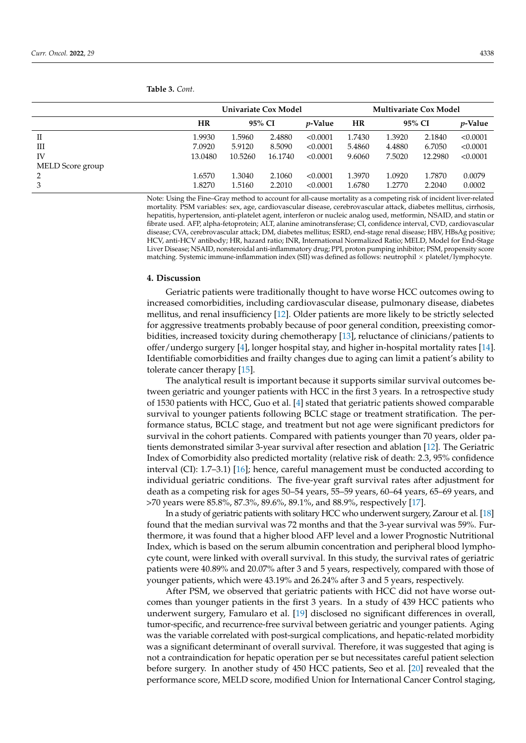**Table 3.** *Cont.*

| | Univariate Cox Model | | | | Multivariate Cox Model | | | |
|---|---|---|---|---|---|---|---|---|
| | HR | 95% CI | | *p*-Value | HR | 95% CI | | *p*-Value |
| II | 1.9930 | 1.5960 | 2.4880 | <0.0001 | 1.7430 | 1.3920 | 2.1840 | <0.0001 |
| III | 7.0920 | 5.9120 | 8.5090 | <0.0001 | 5.4860 | 4.4880 | 6.7050 | <0.0001 |
| IV | 13.0480 | 10.5260 | 16.1740 | <0.0001 | 9.6060 | 7.5020 | 12.2980 | <0.0001 |
| MELD Score group | | | | | | | | |
| 2 | 1.6570 | 1.3040 | 2.1060 | <0.0001 | 1.3970 | 1.0920 | 1.7870 | 0.0079 |
| 3 | 1.8270 | 1.5160 | 2.2010 | <0.0001 | 1.6780 | 1.2770 | 2.2040 | 0.0002 |

Note: Using the Fine–Gray method to account for all-cause mortality as a competing risk of incident liver-related mortality. PSM variables: sex, age, cardiovascular disease, cerebrovascular attack, diabetes mellitus, cirrhosis, hepatitis, hypertension, anti-platelet agent, interferon or nucleic analog used, metformin, NSAID, and statin or fibrate used. AFP, alpha-fetoprotein; ALT, alanine aminotransferase; CI, confidence interval, CVD, cardiovascular disease; CVA, cerebrovascular attack; DM, diabetes mellitus; ESRD, end-stage renal disease; HBV, HBsAg positive; HCV, anti-HCV antibody; HR, hazard ratio; INR, International Normalized Ratio; MELD, Model for End-Stage Liver Disease; NSAID, nonsteroidal anti-inflammatory drug; PPI, proton pumping inhibitor; PSM, propensity score matching. Systemic immune-inflammation index (SII) was defined as follows: neutrophil × platelet/lymphocyte.

## 4. Discussion

Geriatric patients were traditionally thought to have worse HCC outcomes owing to increased comorbidities, including cardiovascular disease, pulmonary disease, diabetes mellitus, and renal insufficiency [12]. Older patients are more likely to be strictly selected for aggressive treatments probably because of poor general condition, preexisting comorbidities, increased toxicity during chemotherapy [13], reluctance of clinicians/patients to offer/undergo surgery [4], longer hospital stay, and higher in-hospital mortality rates [14]. Identifiable comorbidities and frailty changes due to aging can limit a patient's ability to tolerate cancer therapy [15].

The analytical result is important because it supports similar survival outcomes between geriatric and younger patients with HCC in the first 3 years. In a retrospective study of 1530 patients with HCC, Guo et al. [4] stated that geriatric patients showed comparable survival to younger patients following BCLC stage or treatment stratification. The performance status, BCLC stage, and treatment but not age were significant predictors for survival in the cohort patients. Compared with patients younger than 70 years, older patients demonstrated similar 3-year survival after resection and ablation [12]. The Geriatric Index of Comorbidity also predicted mortality (relative risk of death: 2.3, 95% confidence interval (CI): 1.7–3.1) [16]; hence, careful management must be conducted according to individual geriatric conditions. The five-year graft survival rates after adjustment for death as a competing risk for ages 50–54 years, 55–59 years, 60–64 years, 65–69 years, and >70 years were 85.8%, 87.3%, 89.6%, 89.1%, and 88.9%, respectively [17].

In a study of geriatric patients with solitary HCC who underwent surgery, Zarour et al. [18] found that the median survival was 72 months and that the 3-year survival was 59%. Furthermore, it was found that a higher blood AFP level and a lower Prognostic Nutritional Index, which is based on the serum albumin concentration and peripheral blood lymphocyte count, were linked with overall survival. In this study, the survival rates of geriatric patients were 40.89% and 20.07% after 3 and 5 years, respectively, compared with those of younger patients, which were 43.19% and 26.24% after 3 and 5 years, respectively.

After PSM, we observed that geriatric patients with HCC did not have worse outcomes than younger patients in the first 3 years. In a study of 439 HCC patients who underwent surgery, Famularo et al. [19] disclosed no significant differences in overall, tumor-specific, and recurrence-free survival between geriatric and younger patients. Aging was the variable correlated with post-surgical complications, and hepatic-related morbidity was a significant determinant of overall survival. Therefore, it was suggested that aging is not a contraindication for hepatic operation per se but necessitates careful patient selection before surgery. In another study of 450 HCC patients, Seo et al. [20] revealed that the performance score, MELD score, modified Union for International Cancer Control staging,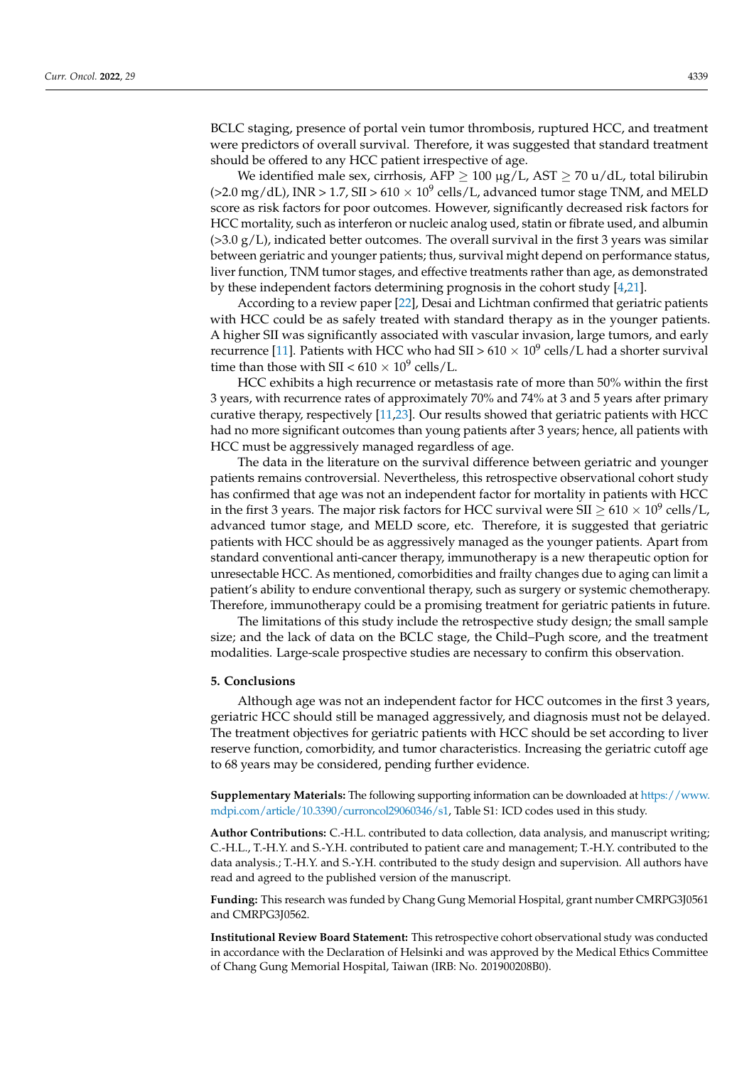BCLC staging, presence of portal vein tumor thrombosis, ruptured HCC, and treatment were predictors of overall survival. Therefore, it was suggested that standard treatment should be offered to any HCC patient irrespective of age.

We identified male sex, cirrhosis, AFP $\geq$ 100 µg/L, AST $\geq$ 70 u/dL, total bilirubin (>2.0 mg/dL), INR > 1.7, SII > 610 $\times$ $10^9$ cells/L, advanced tumor stage TNM, and MELD score as risk factors for poor outcomes. However, significantly decreased risk factors for HCC mortality, such as interferon or nucleic analog used, statin or fibrate used, and albumin (>3.0 g/L), indicated better outcomes. The overall survival in the first 3 years was similar between geriatric and younger patients; thus, survival might depend on performance status, liver function, TNM tumor stages, and effective treatments rather than age, as demonstrated by these independent factors determining prognosis in the cohort study [4,21].

According to a review paper [22], Desai and Lichtman confirmed that geriatric patients with HCC could be as safely treated with standard therapy as in the younger patients. A higher SII was significantly associated with vascular invasion, large tumors, and early recurrence [11]. Patients with HCC who had SII > 610 $\times$ $10^9$ cells/L had a shorter survival time than those with SII < 610 $\times$ $10^9$ cells/L.

HCC exhibits a high recurrence or metastasis rate of more than 50% within the first 3 years, with recurrence rates of approximately 70% and 74% at 3 and 5 years after primary curative therapy, respectively [11,23]. Our results showed that geriatric patients with HCC had no more significant outcomes than young patients after 3 years; hence, all patients with HCC must be aggressively managed regardless of age.

The data in the literature on the survival difference between geriatric and younger patients remains controversial. Nevertheless, this retrospective observational cohort study has confirmed that age was not an independent factor for mortality in patients with HCC in the first 3 years. The major risk factors for HCC survival were SII $\geq$ 610 $\times$ $10^9$ cells/L, advanced tumor stage, and MELD score, etc. Therefore, it is suggested that geriatric patients with HCC should be as aggressively managed as the younger patients. Apart from standard conventional anti-cancer therapy, immunotherapy is a new therapeutic option for unresectable HCC. As mentioned, comorbidities and frailty changes due to aging can limit a patient's ability to endure conventional therapy, such as surgery or systemic chemotherapy. Therefore, immunotherapy could be a promising treatment for geriatric patients in future.

The limitations of this study include the retrospective study design; the small sample size; and the lack of data on the BCLC stage, the Child–Pugh score, and the treatment modalities. Large-scale prospective studies are necessary to confirm this observation.

## 5. Conclusions

Although age was not an independent factor for HCC outcomes in the first 3 years, geriatric HCC should still be managed aggressively, and diagnosis must not be delayed. The treatment objectives for geriatric patients with HCC should be set according to liver reserve function, comorbidity, and tumor characteristics. Increasing the geriatric cutoff age to 68 years may be considered, pending further evidence.

**Supplementary Materials:** The following supporting information can be downloaded at https://www.mdpi.com/article/10.3390/curroncol29060346/s1, Table S1: ICD codes used in this study.

**Author Contributions:** C.-H.L. contributed to data collection, data analysis, and manuscript writing; C.-H.L., T.-H.Y. and S.-Y.H. contributed to patient care and management; T.-H.Y. contributed to the data analysis.; T.-H.Y. and S.-Y.H. contributed to the study design and supervision. All authors have read and agreed to the published version of the manuscript.

**Funding:** This research was funded by Chang Gung Memorial Hospital, grant number CMRPG3J0561 and CMRPG3J0562.

**Institutional Review Board Statement:** This retrospective cohort observational study was conducted in accordance with the Declaration of Helsinki and was approved by the Medical Ethics Committee of Chang Gung Memorial Hospital, Taiwan (IRB: No. 201900208B0).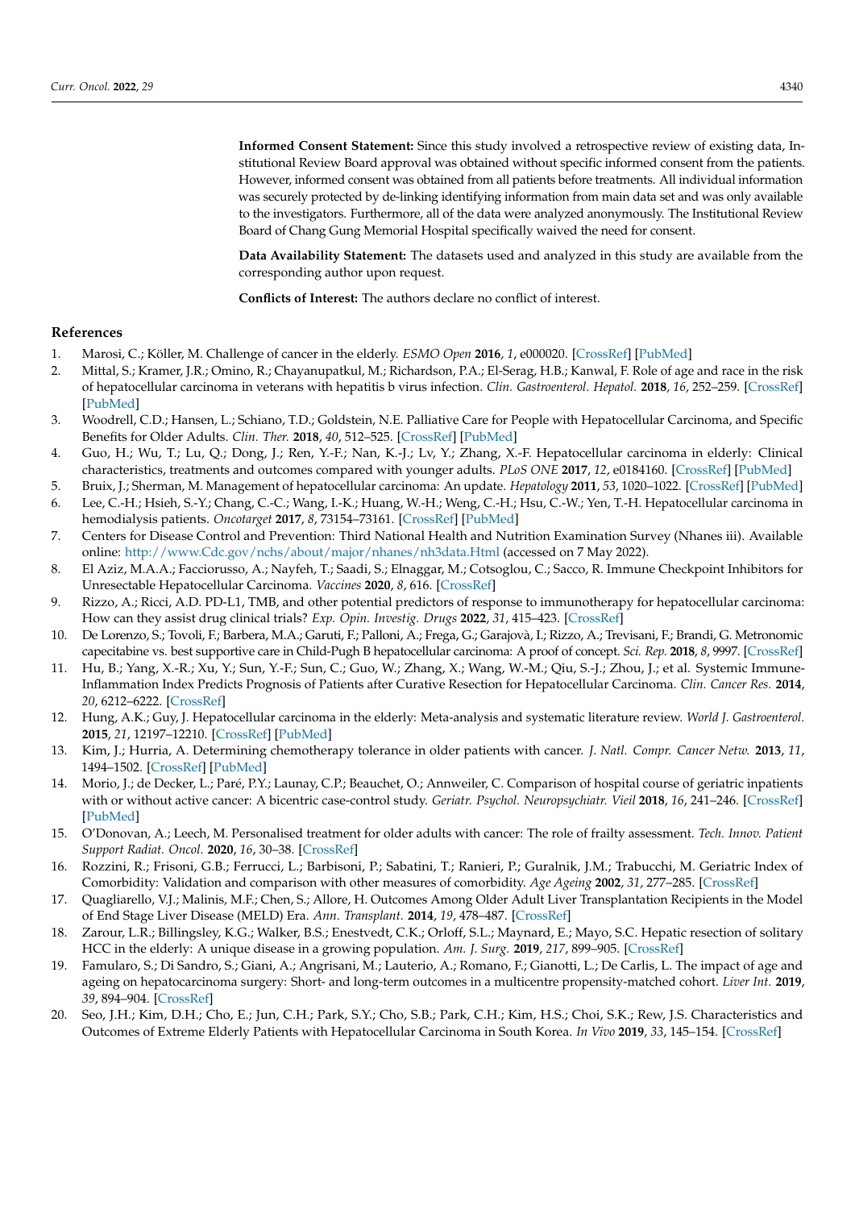**Informed Consent Statement:** Since this study involved a retrospective review of existing data, Institutional Review Board approval was obtained without specific informed consent from the patients. However, informed consent was obtained from all patients before treatments. All individual information was securely protected by de-linking identifying information from main data set and was only available to the investigators. Furthermore, all of the data were analyzed anonymously. The Institutional Review Board of Chang Gung Memorial Hospital specifically waived the need for consent.

**Data Availability Statement:** The datasets used and analyzed in this study are available from the corresponding author upon request.

**Conflicts of Interest:** The authors declare no conflict of interest.

## References

1. Marosi, C.; Köller, M. Challenge of cancer in the elderly. *ESMO Open* **2016**, *1*, e000020. [CrossRef] [PubMed]
2. Mittal, S.; Kramer, J.R.; Omino, R.; Chayanupatkul, M.; Richardson, P.A.; El-Serag, H.B.; Kanwal, F. Role of age and race in the risk of hepatocellular carcinoma in veterans with hepatitis b virus infection. *Clin. Gastroenterol. Hepatol.* **2018**, *16*, 252–259. [CrossRef] [PubMed]
3. Woodrell, C.D.; Hansen, L.; Schiano, T.D.; Goldstein, N.E. Palliative Care for People with Hepatocellular Carcinoma, and Specific Benefits for Older Adults. *Clin. Ther.* **2018**, *40*, 512–525. [CrossRef] [PubMed]
4. Guo, H.; Wu, T.; Lu, Q.; Dong, J.; Ren, Y.-F.; Nan, K.-J.; Lv, Y.; Zhang, X.-F. Hepatocellular carcinoma in elderly: Clinical characteristics, treatments and outcomes compared with younger adults. *PLoS ONE* **2017**, *12*, e0184160. [CrossRef] [PubMed]
5. Bruix, J.; Sherman, M. Management of hepatocellular carcinoma: An update. *Hepatology* **2011**, *53*, 1020–1022. [CrossRef] [PubMed]
6. Lee, C.-H.; Hsieh, S.-Y.; Chang, C.-C.; Wang, I.-K.; Huang, W.-H.; Weng, C.-H.; Hsu, C.-W.; Yen, T.-H. Hepatocellular carcinoma in hemodialysis patients. *Oncotarget* **2017**, *8*, 73154–73161. [CrossRef] [PubMed]
7. Centers for Disease Control and Prevention: Third National Health and Nutrition Examination Survey (Nhanes iii). Available online: http://www.Cdc.gov/nchs/about/major/nhanes/nh3data.Html (accessed on 7 May 2022).
8. El Aziz, M.A.A.; Facciorusso, A.; Nayfeh, T.; Saadi, S.; Elnaggar, M.; Cotsoglou, C.; Sacco, R. Immune Checkpoint Inhibitors for Unresectable Hepatocellular Carcinoma. *Vaccines* **2020**, *8*, 616. [CrossRef]
9. Rizzo, A.; Ricci, A.D. PD-L1, TMB, and other potential predictors of response to immunotherapy for hepatocellular carcinoma: How can they assist drug clinical trials? *Exp. Opin. Investig. Drugs* **2022**, *31*, 415–423. [CrossRef]
10. De Lorenzo, S.; Tovoli, F.; Barbera, M.A.; Garuti, F.; Palloni, A.; Frega, G.; Garajovà, I.; Rizzo, A.; Trevisani, F.; Brandi, G. Metronomic capecitabine vs. best supportive care in Child-Pugh B hepatocellular carcinoma: A proof of concept. *Sci. Rep.* **2018**, *8*, 9997. [CrossRef]
11. Hu, B.; Yang, X.-R.; Xu, Y.; Sun, Y.-F.; Sun, C.; Guo, W.; Zhang, X.; Wang, W.-M.; Qiu, S.-J.; Zhou, J.; et al. Systemic Immune-Inflammation Index Predicts Prognosis of Patients after Curative Resection for Hepatocellular Carcinoma. *Clin. Cancer Res.* **2014**, *20*, 6212–6222. [CrossRef]
12. Hung, A.K.; Guy, J. Hepatocellular carcinoma in the elderly: Meta-analysis and systematic literature review. *World J. Gastroenterol.* **2015**, *21*, 12197–12210. [CrossRef] [PubMed]
13. Kim, J.; Hurria, A. Determining chemotherapy tolerance in older patients with cancer. *J. Natl. Compr. Cancer Netw.* **2013**, *11*, 1494–1502. [CrossRef] [PubMed]
14. Morio, J.; de Decker, L.; Paré, P.Y.; Launay, C.P.; Beauchet, O.; Annweiler, C. Comparison of hospital course of geriatric inpatients with or without active cancer: A bicentric case-control study. *Geriatr. Psychol. Neuropsychiatr. Vieil* **2018**, *16*, 241–246. [CrossRef] [PubMed]
15. O'Donovan, A.; Leech, M. Personalised treatment for older adults with cancer: The role of frailty assessment. *Tech. Innov. Patient Support Radiat. Oncol.* **2020**, *16*, 30–38. [CrossRef]
16. Rozzini, R.; Frisoni, G.B.; Ferrucci, L.; Barbisoni, P.; Sabatini, T.; Ranieri, P.; Guralnik, J.M.; Trabucchi, M. Geriatric Index of Comorbidity: Validation and comparison with other measures of comorbidity. *Age Ageing* **2002**, *31*, 277–285. [CrossRef]
17. Quagliarello, V.J.; Malinis, M.F.; Chen, S.; Allore, H. Outcomes Among Older Adult Liver Transplantation Recipients in the Model of End Stage Liver Disease (MELD) Era. *Ann. Transplant.* **2014**, *19*, 478–487. [CrossRef]
18. Zarour, L.R.; Billingsley, K.G.; Walker, B.S.; Enestvedt, C.K.; Orloff, S.L.; Maynard, E.; Mayo, S.C. Hepatic resection of solitary HCC in the elderly: A unique disease in a growing population. *Am. J. Surg.* **2019**, *217*, 899–905. [CrossRef]
19. Famularo, S.; Di Sandro, S.; Giani, A.; Angrisani, M.; Lauterio, A.; Romano, F.; Gianotti, L.; De Carlis, L. The impact of age and ageing on hepatocarcinoma surgery: Short- and long-term outcomes in a multicentre propensity-matched cohort. *Liver Int.* **2019**, *39*, 894–904. [CrossRef]
20. Seo, J.H.; Kim, D.H.; Cho, E.; Jun, C.H.; Park, S.Y.; Cho, S.B.; Park, C.H.; Kim, H.S.; Choi, S.K.; Rew, J.S. Characteristics and Outcomes of Extreme Elderly Patients with Hepatocellular Carcinoma in South Korea. *In Vivo* **2019**, *33*, 145–154. [CrossRef]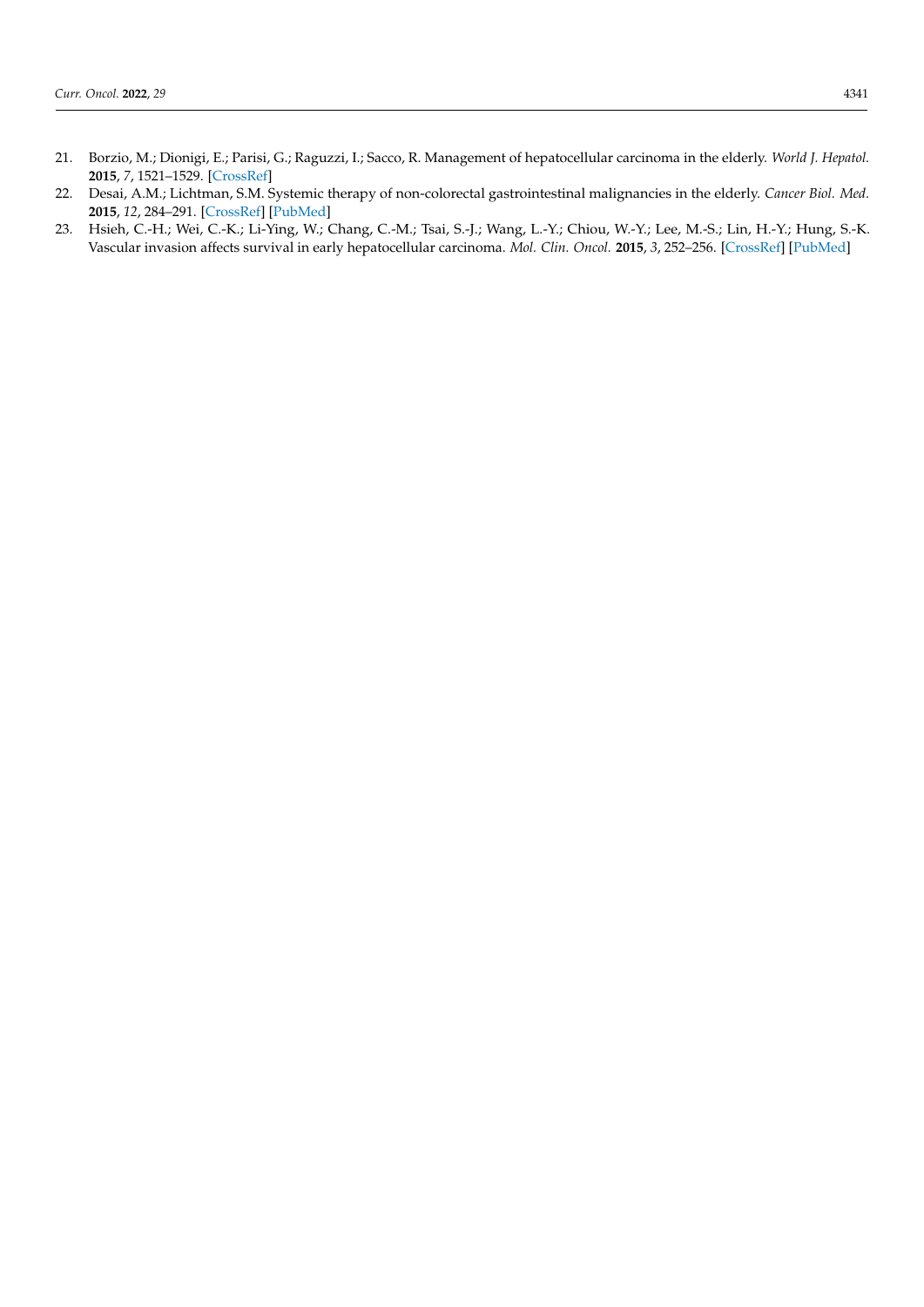21. Borzio, M.; Dionigi, E.; Parisi, G.; Raguzzi, I.; Sacco, R. Management of hepatocellular carcinoma in the elderly. *World J. Hepatol.* **2015**, *7*, 1521–1529. [CrossRef]
22. Desai, A.M.; Lichtman, S.M. Systemic therapy of non-colorectal gastrointestinal malignancies in the elderly. *Cancer Biol. Med.* **2015**, *12*, 284–291. [CrossRef] [PubMed]
23. Hsieh, C.-H.; Wei, C.-K.; Li-Ying, W.; Chang, C.-M.; Tsai, S.-J.; Wang, L.-Y.; Chiou, W.-Y.; Lee, M.-S.; Lin, H.-Y.; Hung, S.-K. Vascular invasion affects survival in early hepatocellular carcinoma. *Mol. Clin. Oncol.* **2015**, *3*, 252–256. [CrossRef] [PubMed]